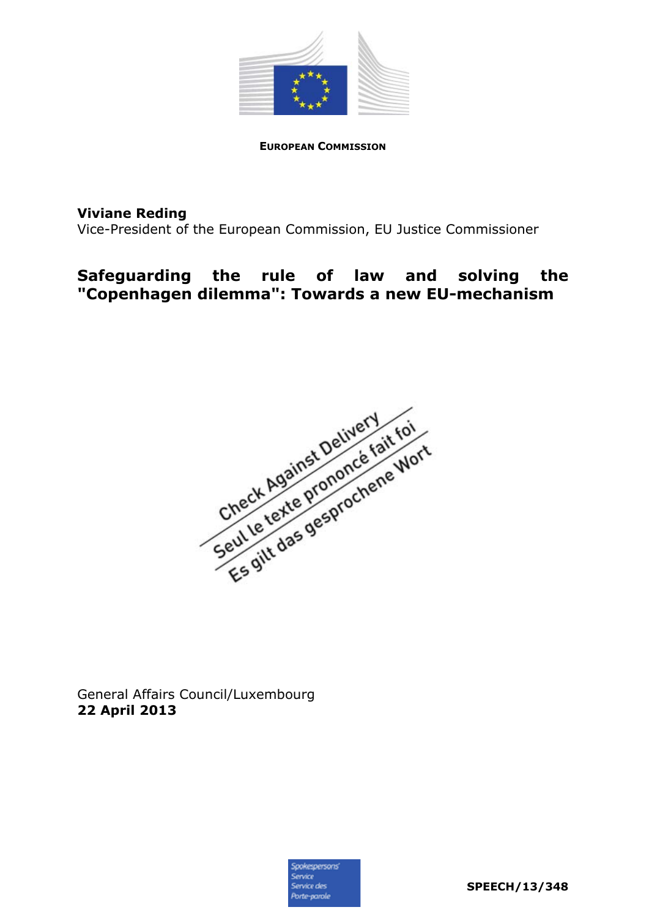**EUROPEAN COMMISSION**

**Viviane Reding**

Vice-President of the European Commission, EU Justice Commissioner

# Safeguarding the rule of law and solving the "Copenhagen dilemma": Towards a new EU-mechanism

Check Against Delivery

Seul le texte prononcé fait foi

Es gilt das gesprochene Wort

General Affairs Council/Luxembourg

**22 April 2013**

Spokespersons' Service

Service des Porte-parole

**SPEECH/13/348**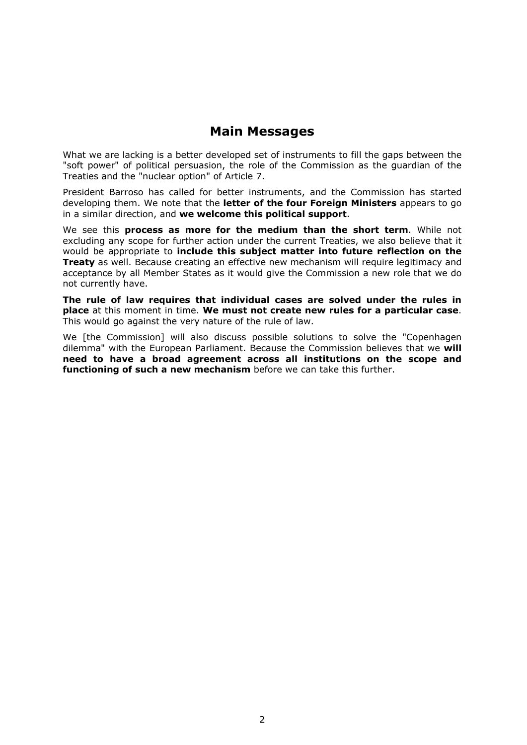## Main Messages

What we are lacking is a better developed set of instruments to fill the gaps between the "soft power" of political persuasion, the role of the Commission as the guardian of the Treaties and the "nuclear option" of Article 7.

President Barroso has called for better instruments, and the Commission has started developing them. We note that the **letter of the four Foreign Ministers** appears to go in a similar direction, and **we welcome this political support**.

We see this **process as more for the medium than the short term**. While not excluding any scope for further action under the current Treaties, we also believe that it would be appropriate to **include this subject matter into future reflection on the Treaty** as well. Because creating an effective new mechanism will require legitimacy and acceptance by all Member States as it would give the Commission a new role that we do not currently have.

**The rule of law requires that individual cases are solved under the rules in place** at this moment in time. **We must not create new rules for a particular case**. This would go against the very nature of the rule of law.

We [the Commission] will also discuss possible solutions to solve the "Copenhagen dilemma" with the European Parliament. Because the Commission believes that we **will need to have a broad agreement across all institutions on the scope and functioning of such a new mechanism** before we can take this further.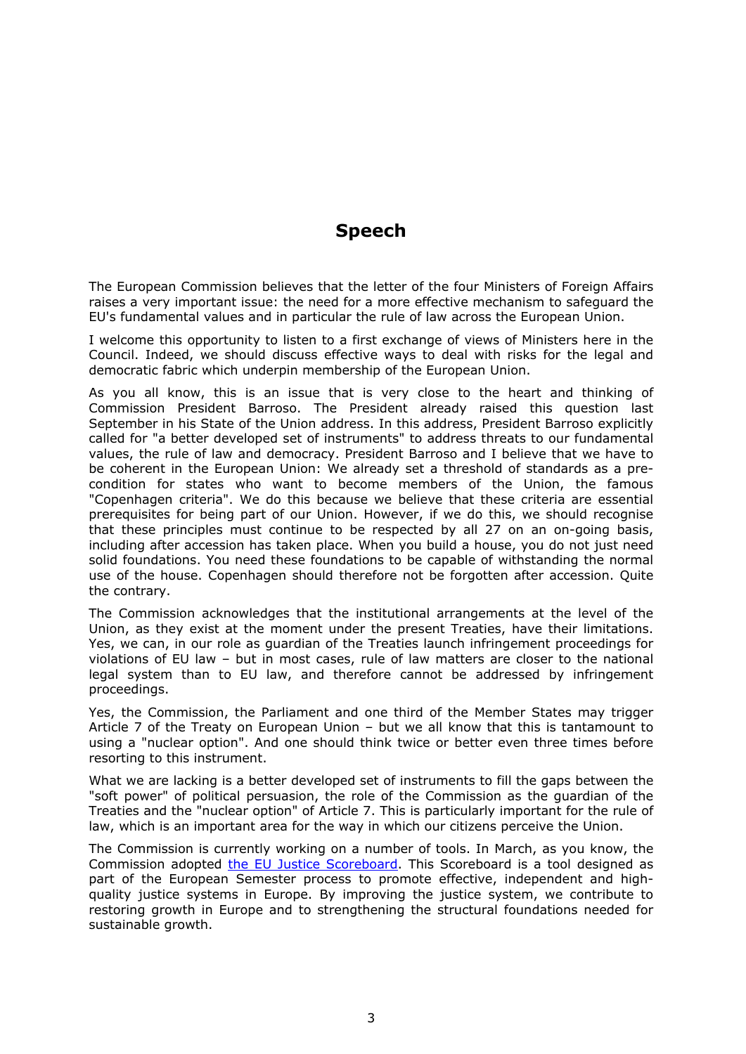# Speech

The European Commission believes that the letter of the four Ministers of Foreign Affairs raises a very important issue: the need for a more effective mechanism to safeguard the EU's fundamental values and in particular the rule of law across the European Union.

I welcome this opportunity to listen to a first exchange of views of Ministers here in the Council. Indeed, we should discuss effective ways to deal with risks for the legal and democratic fabric which underpin membership of the European Union.

As you all know, this is an issue that is very close to the heart and thinking of Commission President Barroso. The President already raised this question last September in his State of the Union address. In this address, President Barroso explicitly called for "a better developed set of instruments" to address threats to our fundamental values, the rule of law and democracy. President Barroso and I believe that we have to be coherent in the European Union: We already set a threshold of standards as a pre-condition for states who want to become members of the Union, the famous "Copenhagen criteria". We do this because we believe that these criteria are essential prerequisites for being part of our Union. However, if we do this, we should recognise that these principles must continue to be respected by all 27 on an on-going basis, including after accession has taken place. When you build a house, you do not just need solid foundations. You need these foundations to be capable of withstanding the normal use of the house. Copenhagen should therefore not be forgotten after accession. Quite the contrary.

The Commission acknowledges that the institutional arrangements at the level of the Union, as they exist at the moment under the present Treaties, have their limitations. Yes, we can, in our role as guardian of the Treaties launch infringement proceedings for violations of EU law – but in most cases, rule of law matters are closer to the national legal system than to EU law, and therefore cannot be addressed by infringement proceedings.

Yes, the Commission, the Parliament and one third of the Member States may trigger Article 7 of the Treaty on European Union – but we all know that this is tantamount to using a "nuclear option". And one should think twice or better even three times before resorting to this instrument.

What we are lacking is a better developed set of instruments to fill the gaps between the "soft power" of political persuasion, the role of the Commission as the guardian of the Treaties and the "nuclear option" of Article 7. This is particularly important for the rule of law, which is an important area for the way in which our citizens perceive the Union.

The Commission is currently working on a number of tools. In March, as you know, the Commission adopted [the EU Justice Scoreboard](). This Scoreboard is a tool designed as part of the European Semester process to promote effective, independent and high-quality justice systems in Europe. By improving the justice system, we contribute to restoring growth in Europe and to strengthening the structural foundations needed for sustainable growth.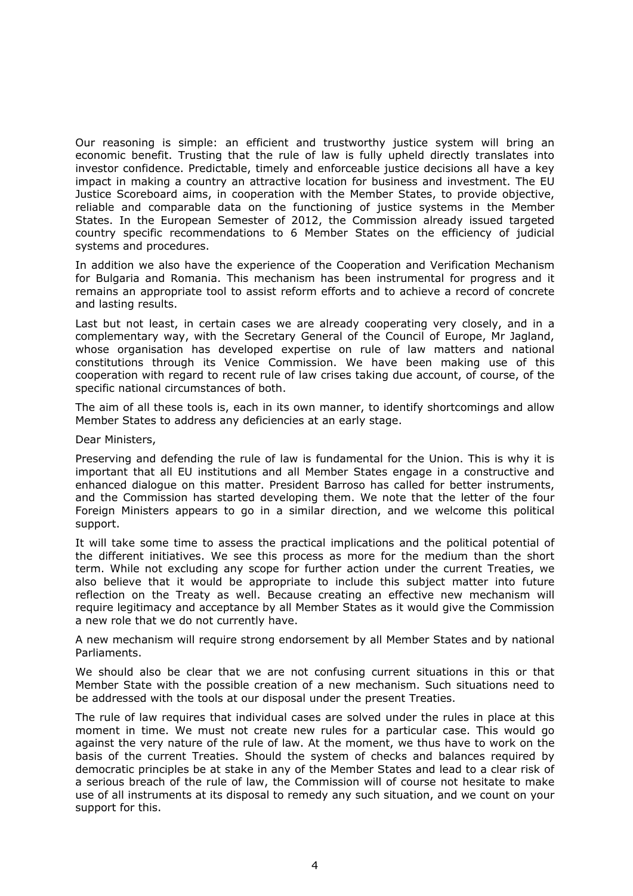Our reasoning is simple: an efficient and trustworthy justice system will bring an economic benefit. Trusting that the rule of law is fully upheld directly translates into investor confidence. Predictable, timely and enforceable justice decisions all have a key impact in making a country an attractive location for business and investment. The EU Justice Scoreboard aims, in cooperation with the Member States, to provide objective, reliable and comparable data on the functioning of justice systems in the Member States. In the European Semester of 2012, the Commission already issued targeted country specific recommendations to 6 Member States on the efficiency of judicial systems and procedures.

In addition we also have the experience of the Cooperation and Verification Mechanism for Bulgaria and Romania. This mechanism has been instrumental for progress and it remains an appropriate tool to assist reform efforts and to achieve a record of concrete and lasting results.

Last but not least, in certain cases we are already cooperating very closely, and in a complementary way, with the Secretary General of the Council of Europe, Mr Jagland, whose organisation has developed expertise on rule of law matters and national constitutions through its Venice Commission. We have been making use of this cooperation with regard to recent rule of law crises taking due account, of course, of the specific national circumstances of both.

The aim of all these tools is, each in its own manner, to identify shortcomings and allow Member States to address any deficiencies at an early stage.

Dear Ministers,

Preserving and defending the rule of law is fundamental for the Union. This is why it is important that all EU institutions and all Member States engage in a constructive and enhanced dialogue on this matter. President Barroso has called for better instruments, and the Commission has started developing them. We note that the letter of the four Foreign Ministers appears to go in a similar direction, and we welcome this political support.

It will take some time to assess the practical implications and the political potential of the different initiatives. We see this process as more for the medium than the short term. While not excluding any scope for further action under the current Treaties, we also believe that it would be appropriate to include this subject matter into future reflection on the Treaty as well. Because creating an effective new mechanism will require legitimacy and acceptance by all Member States as it would give the Commission a new role that we do not currently have.

A new mechanism will require strong endorsement by all Member States and by national Parliaments.

We should also be clear that we are not confusing current situations in this or that Member State with the possible creation of a new mechanism. Such situations need to be addressed with the tools at our disposal under the present Treaties.

The rule of law requires that individual cases are solved under the rules in place at this moment in time. We must not create new rules for a particular case. This would go against the very nature of the rule of law. At the moment, we thus have to work on the basis of the current Treaties. Should the system of checks and balances required by democratic principles be at stake in any of the Member States and lead to a clear risk of a serious breach of the rule of law, the Commission will of course not hesitate to make use of all instruments at its disposal to remedy any such situation, and we count on your support for this.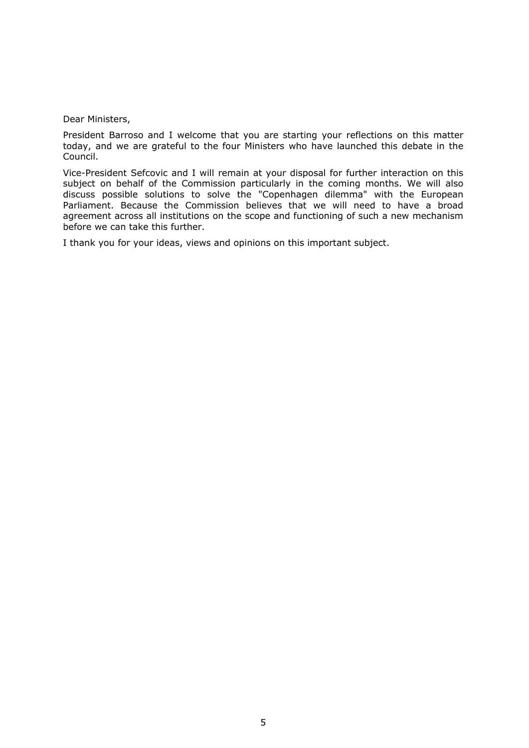Dear Ministers,

President Barroso and I welcome that you are starting your reflections on this matter today, and we are grateful to the four Ministers who have launched this debate in the Council.

Vice-President Sefcovic and I will remain at your disposal for further interaction on this subject on behalf of the Commission particularly in the coming months. We will also discuss possible solutions to solve the "Copenhagen dilemma" with the European Parliament. Because the Commission believes that we will need to have a broad agreement across all institutions on the scope and functioning of such a new mechanism before we can take this further.

I thank you for your ideas, views and opinions on this important subject.